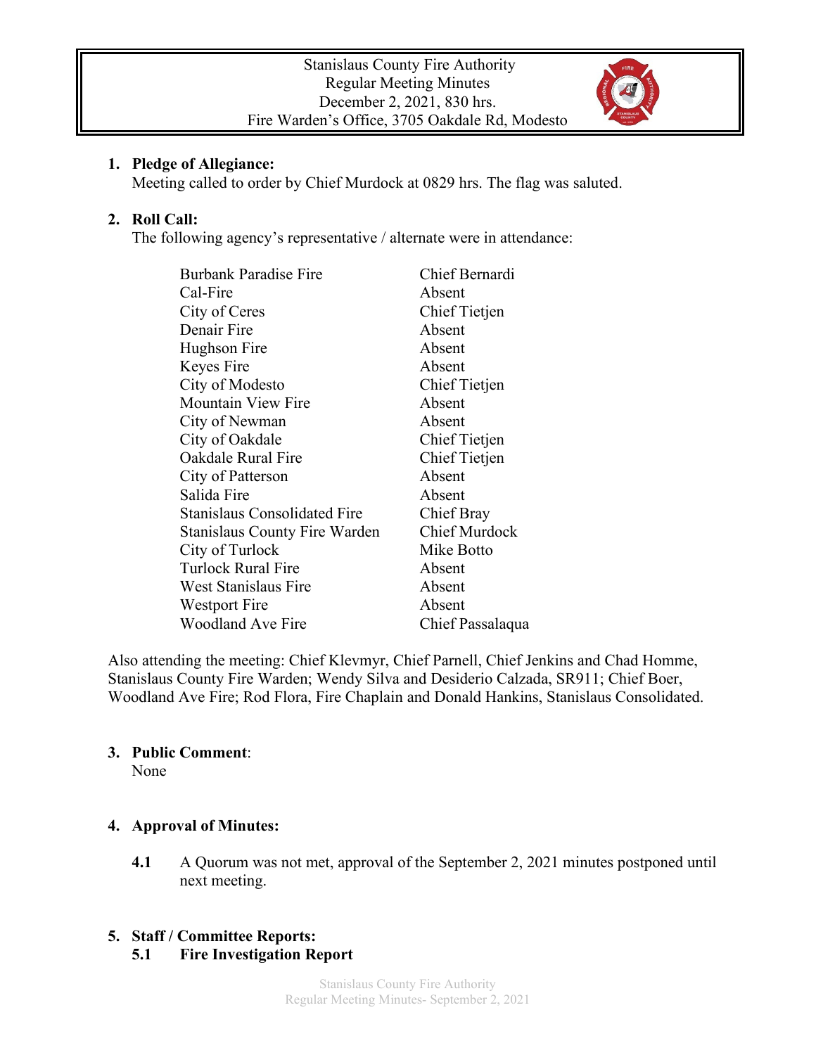Stanislaus County Fire Authority
Regular Meeting Minutes
December 2, 2021, 830 hrs.
Fire Warden's Office, 3705 Oakdale Rd, Modesto

1. **Pledge of Allegiance:**
   Meeting called to order by Chief Murdock at 0829 hrs. The flag was saluted.

2. **Roll Call:**
   The following agency's representative / alternate were in attendance:

| | |
|---|---|
| Burbank Paradise Fire | Chief Bernardi |
| Cal-Fire | Absent |
| City of Ceres | Chief Tietjen |
| Denair Fire | Absent |
| Hughson Fire | Absent |
| Keyes Fire | Absent |
| City of Modesto | Chief Tietjen |
| Mountain View Fire | Absent |
| City of Newman | Absent |
| City of Oakdale | Chief Tietjen |
| Oakdale Rural Fire | Chief Tietjen |
| City of Patterson | Absent |
| Salida Fire | Absent |
| Stanislaus Consolidated Fire | Chief Bray |
| Stanislaus County Fire Warden | Chief Murdock |
| City of Turlock | Mike Botto |
| Turlock Rural Fire | Absent |
| West Stanislaus Fire | Absent |
| Westport Fire | Absent |
| Woodland Ave Fire | Chief Passalaqua |

Also attending the meeting: Chief Klevmyr, Chief Parnell, Chief Jenkins and Chad Homme, Stanislaus County Fire Warden; Wendy Silva and Desiderio Calzada, SR911; Chief Boer, Woodland Ave Fire; Rod Flora, Fire Chaplain and Donald Hankins, Stanislaus Consolidated.

3. **Public Comment**:
   None

4. **Approval of Minutes:**

   **4.1** A Quorum was not met, approval of the September 2, 2021 minutes postponed until next meeting.

5. **Staff / Committee Reports:**

   **5.1 Fire Investigation Report**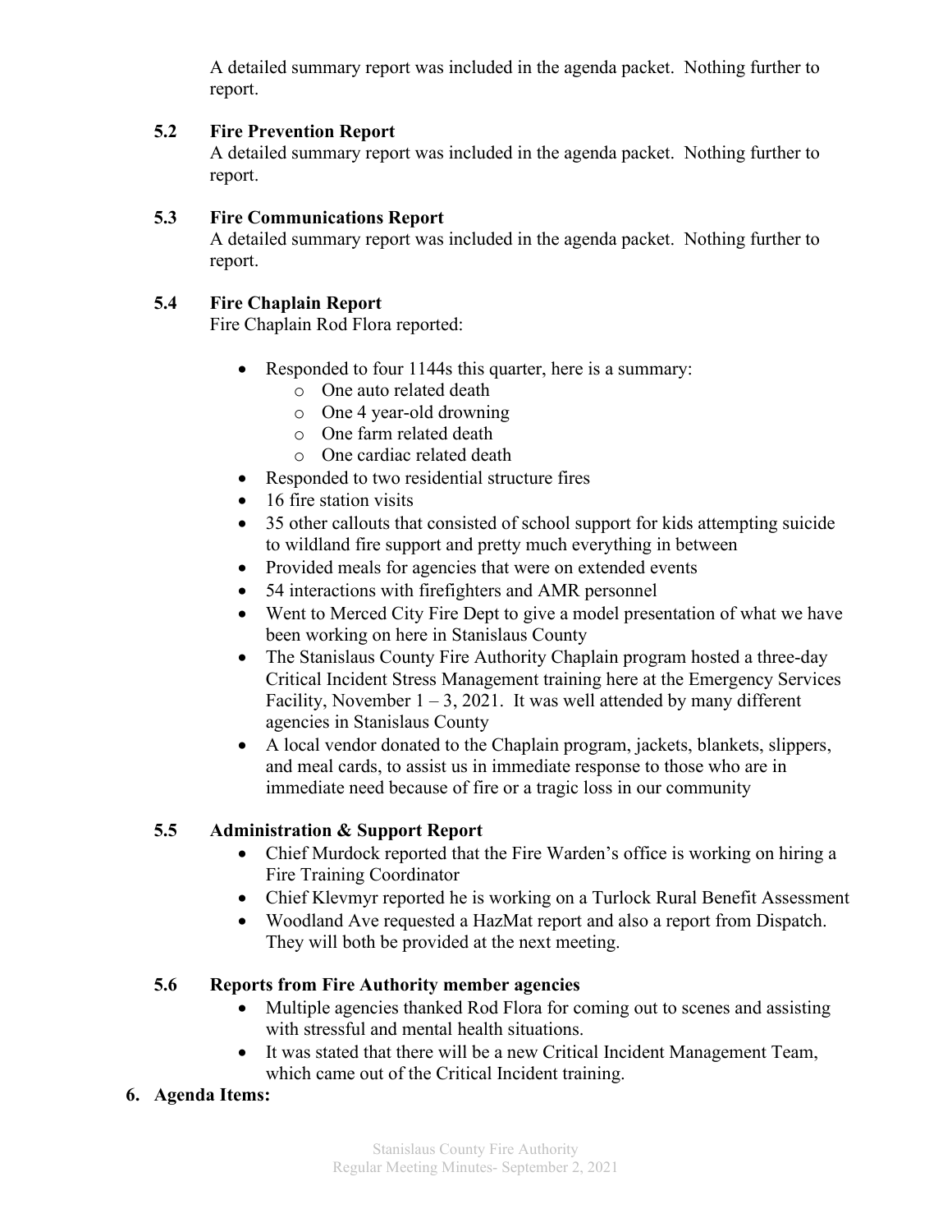A detailed summary report was included in the agenda packet. Nothing further to report.

**5.2 Fire Prevention Report**

A detailed summary report was included in the agenda packet. Nothing further to report.

**5.3 Fire Communications Report**

A detailed summary report was included in the agenda packet. Nothing further to report.

**5.4 Fire Chaplain Report**

Fire Chaplain Rod Flora reported:

- Responded to four 1144s this quarter, here is a summary:
  - One auto related death
  - One 4 year-old drowning
  - One farm related death
  - One cardiac related death
- Responded to two residential structure fires
- 16 fire station visits
- 35 other callouts that consisted of school support for kids attempting suicide to wildland fire support and pretty much everything in between
- Provided meals for agencies that were on extended events
- 54 interactions with firefighters and AMR personnel
- Went to Merced City Fire Dept to give a model presentation of what we have been working on here in Stanislaus County
- The Stanislaus County Fire Authority Chaplain program hosted a three-day Critical Incident Stress Management training here at the Emergency Services Facility, November 1 – 3, 2021. It was well attended by many different agencies in Stanislaus County
- A local vendor donated to the Chaplain program, jackets, blankets, slippers, and meal cards, to assist us in immediate response to those who are in immediate need because of fire or a tragic loss in our community

**5.5 Administration & Support Report**

- Chief Murdock reported that the Fire Warden's office is working on hiring a Fire Training Coordinator
- Chief Klevmyr reported he is working on a Turlock Rural Benefit Assessment
- Woodland Ave requested a HazMat report and also a report from Dispatch. They will both be provided at the next meeting.

**5.6 Reports from Fire Authority member agencies**

- Multiple agencies thanked Rod Flora for coming out to scenes and assisting with stressful and mental health situations.
- It was stated that there will be a new Critical Incident Management Team, which came out of the Critical Incident training.

**6. Agenda Items:**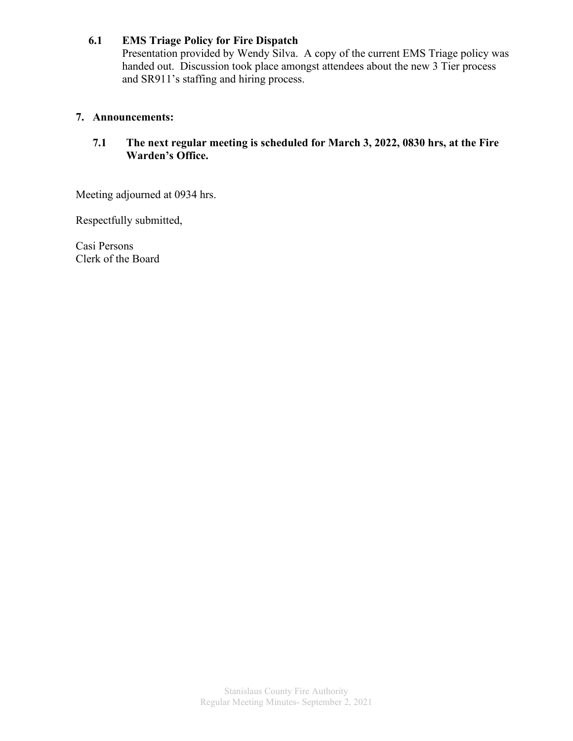**6.1 EMS Triage Policy for Fire Dispatch**

Presentation provided by Wendy Silva. A copy of the current EMS Triage policy was handed out. Discussion took place amongst attendees about the new 3 Tier process and SR911's staffing and hiring process.

**7. Announcements:**

**7.1 The next regular meeting is scheduled for March 3, 2022, 0830 hrs, at the Fire Warden's Office.**

Meeting adjourned at 0934 hrs.

Respectfully submitted,

Casi Persons
Clerk of the Board